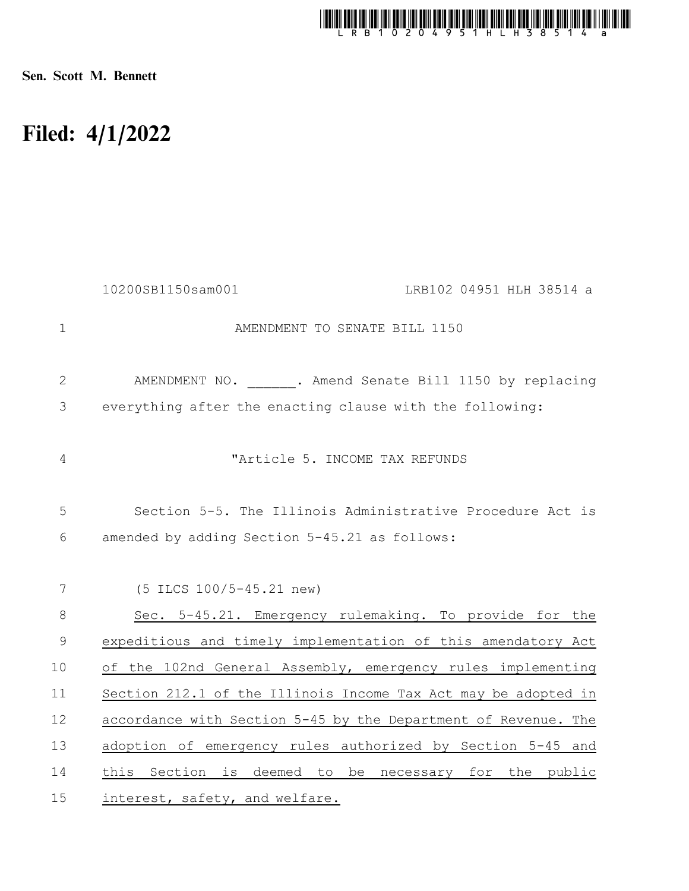**Sen. Scott M. Bennett**

# Filed: 4/1/2022

10200SB1150sam001 LRB102 04951 HLH 38514 a

AMENDMENT TO SENATE BILL 1150

AMENDMENT NO. ______. Amend Senate Bill 1150 by replacing everything after the enacting clause with the following:

"Article 5. INCOME TAX REFUNDS

Section 5-5. The Illinois Administrative Procedure Act is amended by adding Section 5-45.21 as follows:

(5 ILCS 100/5-45.21 new)

Sec. 5-45.21. Emergency rulemaking. To provide for the expeditious and timely implementation of this amendatory Act of the 102nd General Assembly, emergency rules implementing Section 212.1 of the Illinois Income Tax Act may be adopted in accordance with Section 5-45 by the Department of Revenue. The adoption of emergency rules authorized by Section 5-45 and this Section is deemed to be necessary for the public interest, safety, and welfare.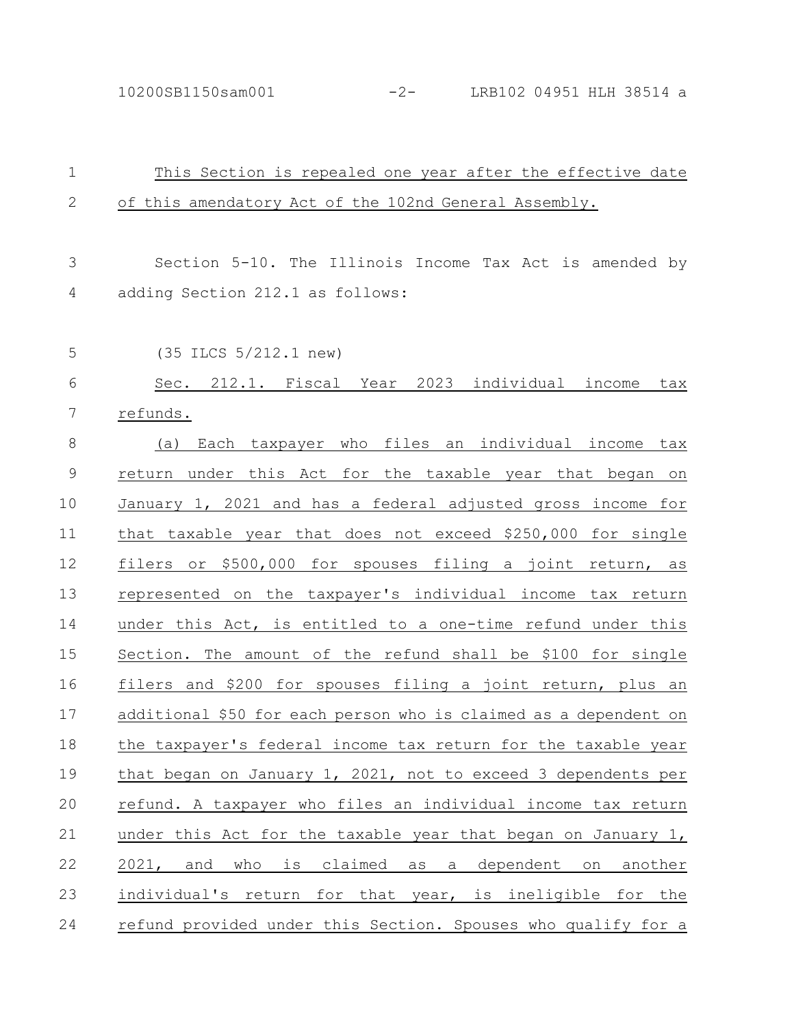This Section is repealed one year after the effective date of this amendatory Act of the 102nd General Assembly.

Section 5-10. The Illinois Income Tax Act is amended by adding Section 212.1 as follows:

(35 ILCS 5/212.1 new)

Sec. 212.1. Fiscal Year 2023 individual income tax refunds.

(a) Each taxpayer who files an individual income tax return under this Act for the taxable year that began on January 1, 2021 and has a federal adjusted gross income for that taxable year that does not exceed $250,000 for single filers or $500,000 for spouses filing a joint return, as represented on the taxpayer's individual income tax return under this Act, is entitled to a one-time refund under this Section. The amount of the refund shall be $100 for single filers and $200 for spouses filing a joint return, plus an additional $50 for each person who is claimed as a dependent on the taxpayer's federal income tax return for the taxable year that began on January 1, 2021, not to exceed 3 dependents per refund. A taxpayer who files an individual income tax return under this Act for the taxable year that began on January 1, 2021, and who is claimed as a dependent on another individual's return for that year, is ineligible for the refund provided under this Section. Spouses who qualify for a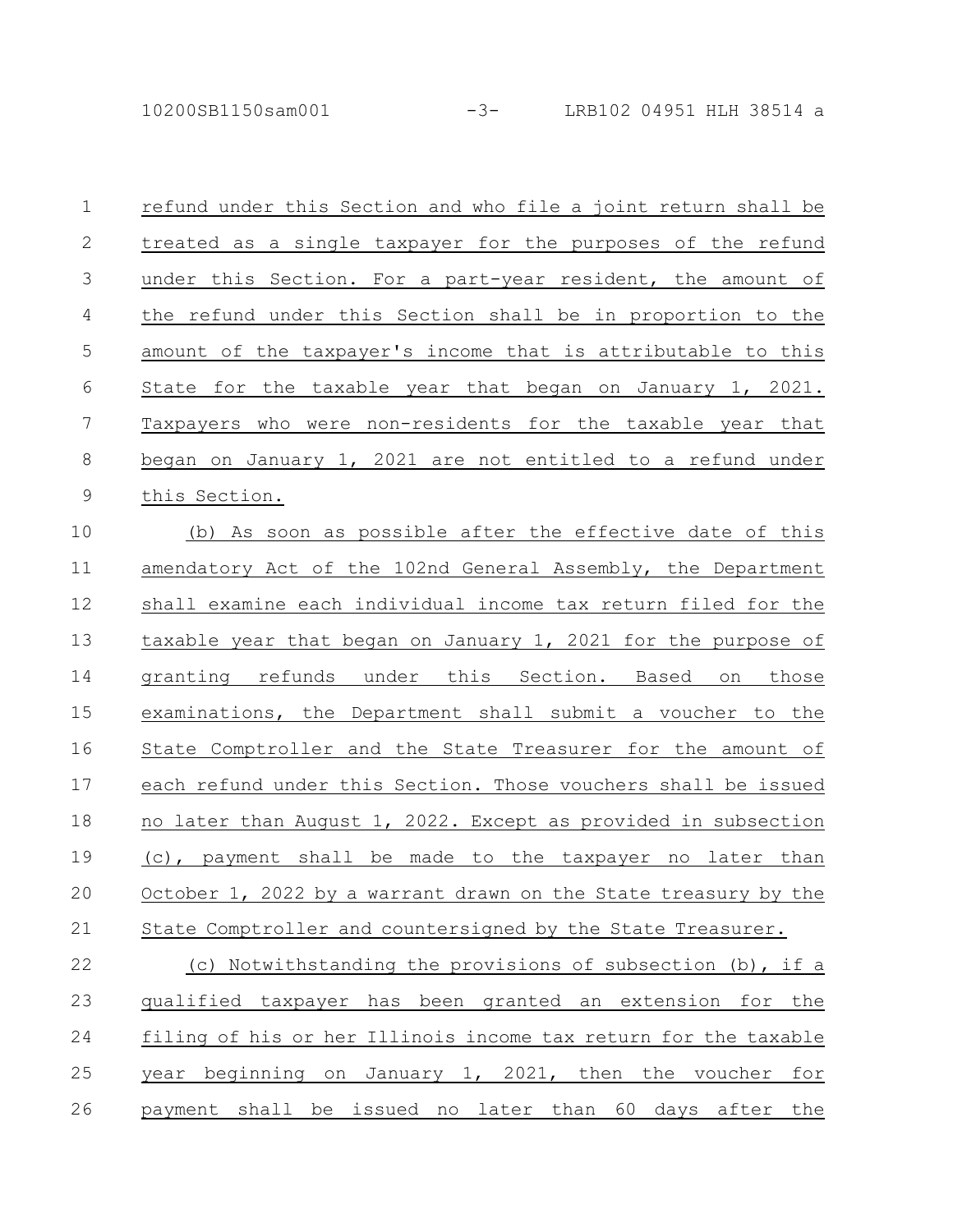refund under this Section and who file a joint return shall be treated as a single taxpayer for the purposes of the refund under this Section. For a part-year resident, the amount of the refund under this Section shall be in proportion to the amount of the taxpayer's income that is attributable to this State for the taxable year that began on January 1, 2021. Taxpayers who were non-residents for the taxable year that began on January 1, 2021 are not entitled to a refund under this Section.

(b) As soon as possible after the effective date of this amendatory Act of the 102nd General Assembly, the Department shall examine each individual income tax return filed for the taxable year that began on January 1, 2021 for the purpose of granting refunds under this Section. Based on those examinations, the Department shall submit a voucher to the State Comptroller and the State Treasurer for the amount of each refund under this Section. Those vouchers shall be issued no later than August 1, 2022. Except as provided in subsection (c), payment shall be made to the taxpayer no later than October 1, 2022 by a warrant drawn on the State treasury by the State Comptroller and countersigned by the State Treasurer.

(c) Notwithstanding the provisions of subsection (b), if a qualified taxpayer has been granted an extension for the filing of his or her Illinois income tax return for the taxable year beginning on January 1, 2021, then the voucher for payment shall be issued no later than 60 days after the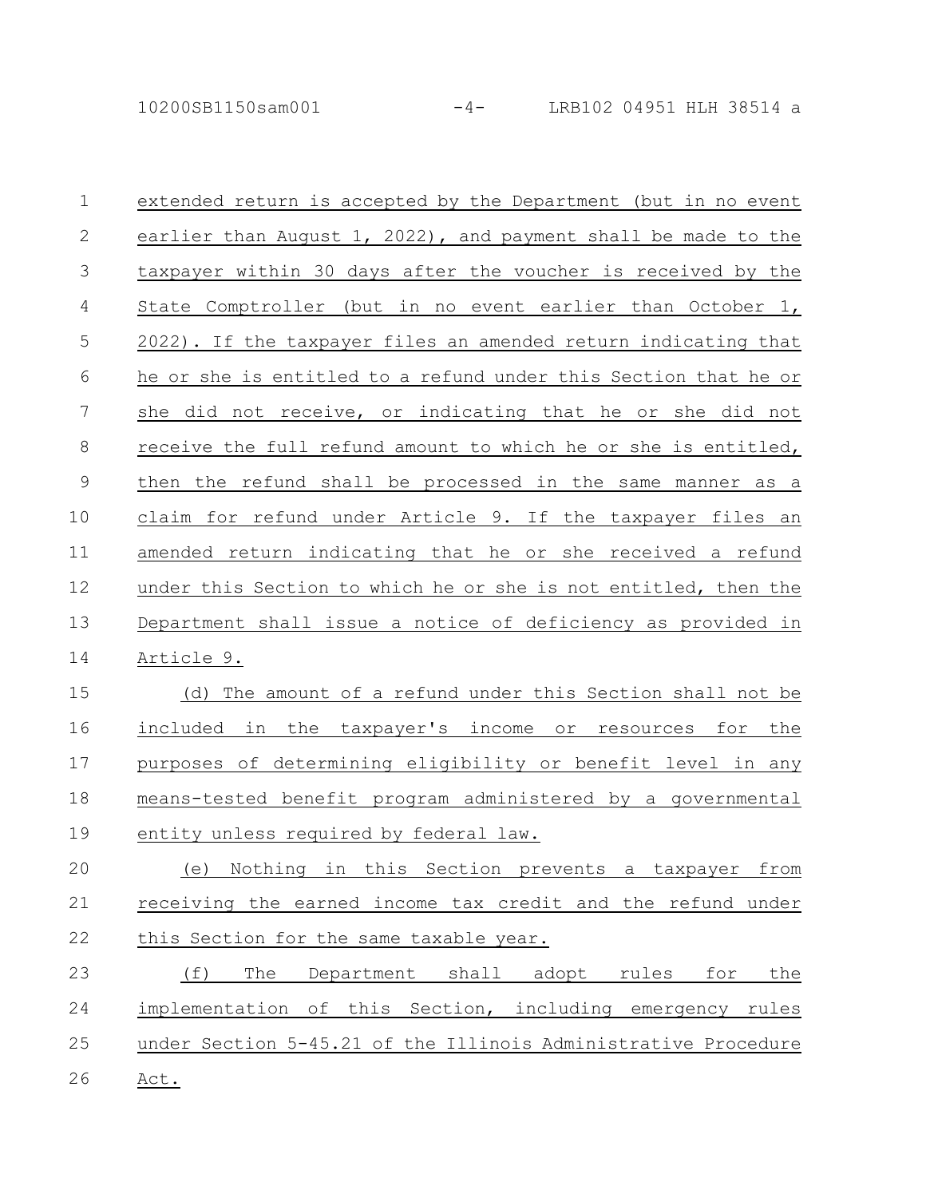extended return is accepted by the Department (but in no event earlier than August 1, 2022), and payment shall be made to the taxpayer within 30 days after the voucher is received by the State Comptroller (but in no event earlier than October 1, 2022). If the taxpayer files an amended return indicating that he or she is entitled to a refund under this Section that he or she did not receive, or indicating that he or she did not receive the full refund amount to which he or she is entitled, then the refund shall be processed in the same manner as a claim for refund under Article 9. If the taxpayer files an amended return indicating that he or she received a refund under this Section to which he or she is not entitled, then the Department shall issue a notice of deficiency as provided in Article 9.

(d) The amount of a refund under this Section shall not be included in the taxpayer's income or resources for the purposes of determining eligibility or benefit level in any means-tested benefit program administered by a governmental entity unless required by federal law.

(e) Nothing in this Section prevents a taxpayer from receiving the earned income tax credit and the refund under this Section for the same taxable year.

(f) The Department shall adopt rules for the implementation of this Section, including emergency rules under Section 5-45.21 of the Illinois Administrative Procedure Act.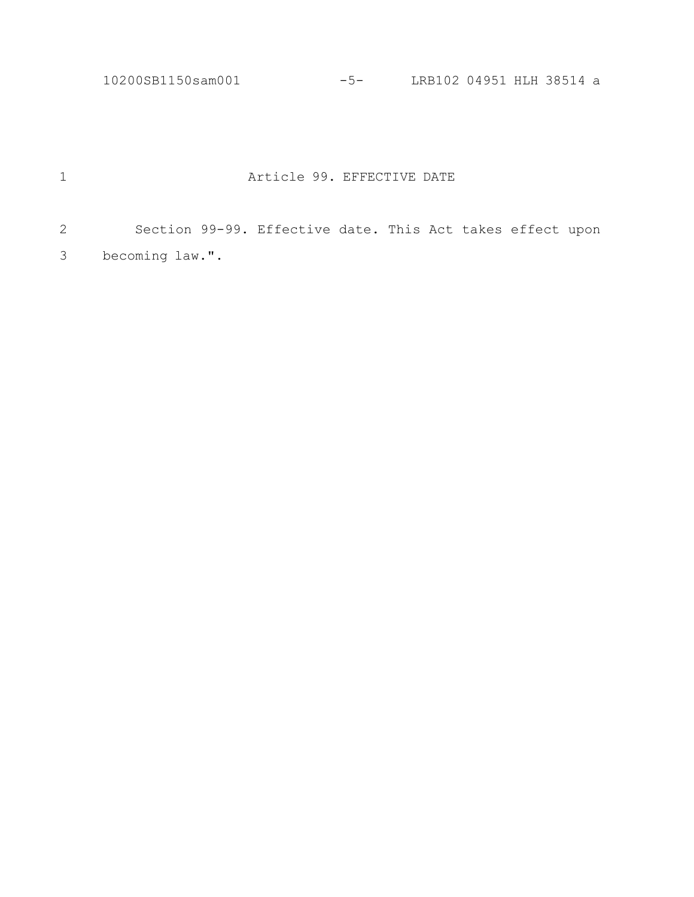Article 99. EFFECTIVE DATE

Section 99-99. Effective date. This Act takes effect upon becoming law.".